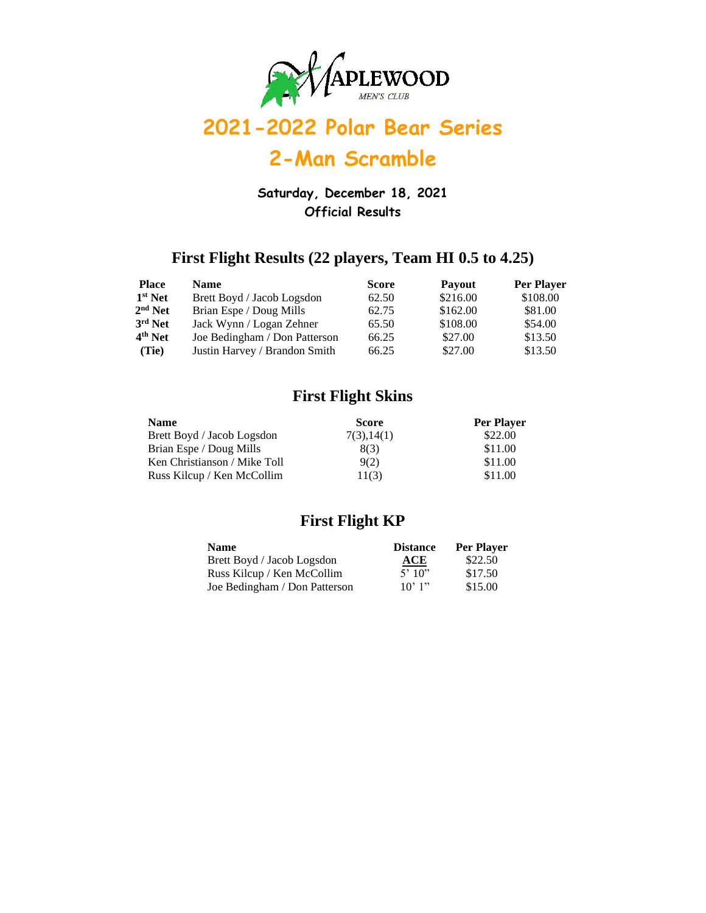MAPLEWOOD
MEN'S CLUB

# 2021-2022 Polar Bear Series

# 2-Man Scramble

**Saturday, December 18, 2021**
**Official Results**

## First Flight Results (22 players, Team HI 0.5 to 4.25)

| Place | Name | Score | Payout | Per Player |
|---|---|---|---|---|
| 1st Net | Brett Boyd / Jacob Logsdon | 62.50 | $216.00 | $108.00 |
| 2nd Net | Brian Espe / Doug Mills | 62.75 | $162.00 | $81.00 |
| 3rd Net | Jack Wynn / Logan Zehner | 65.50 | $108.00 | $54.00 |
| 4th Net | Joe Bedingham / Don Patterson | 66.25 | $27.00 | $13.50 |
| (Tie) | Justin Harvey / Brandon Smith | 66.25 | $27.00 | $13.50 |

## First Flight Skins

| Name | Score | Per Player |
|---|---|---|
| Brett Boyd / Jacob Logsdon | 7(3),14(1) | $22.00 |
| Brian Espe / Doug Mills | 8(3) | $11.00 |
| Ken Christianson / Mike Toll | 9(2) | $11.00 |
| Russ Kilcup / Ken McCollim | 11(3) | $11.00 |

## First Flight KP

| Name | Distance | Per Player |
|---|---|---|
| Brett Boyd / Jacob Logsdon | **ACE** | $22.50 |
| Russ Kilcup / Ken McCollim | 5' 10" | $17.50 |
| Joe Bedingham / Don Patterson | 10' 1" | $15.00 |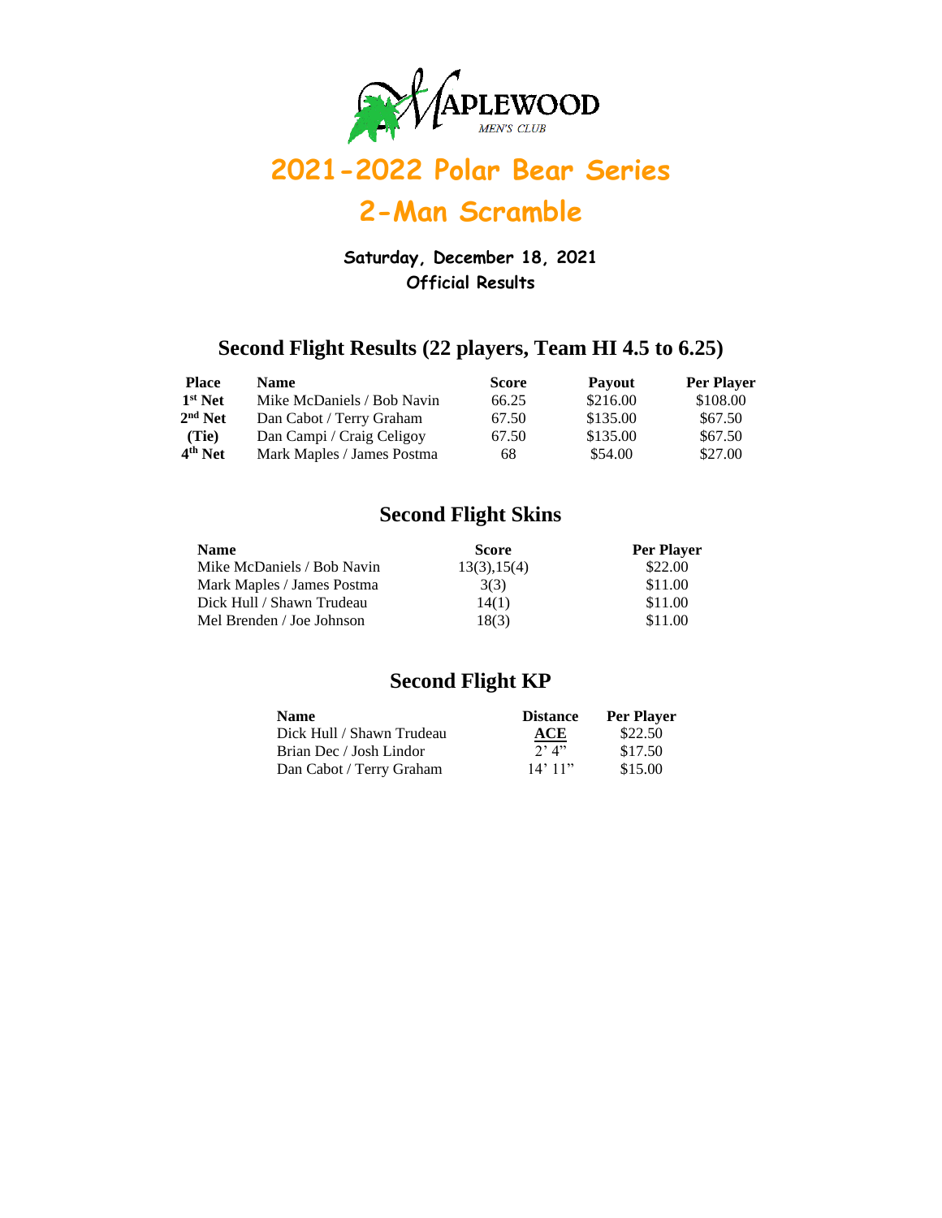MAPLEWOOD MEN'S CLUB

# 2021-2022 Polar Bear Series

# 2-Man Scramble

**Saturday, December 18, 2021**
**Official Results**

## Second Flight Results (22 players, Team HI 4.5 to 6.25)

| Place | Name | Score | Payout | Per Player |
|---|---|---|---|---|
| **1st Net** | Mike McDaniels / Bob Navin | 66.25 | $216.00 | $108.00 |
| **2nd Net** | Dan Cabot / Terry Graham | 67.50 | $135.00 | $67.50 |
| **(Tie)** | Dan Campi / Craig Celigoy | 67.50 | $135.00 | $67.50 |
| **4th Net** | Mark Maples / James Postma | 68 | $54.00 | $27.00 |

## Second Flight Skins

| Name | Score | Per Player |
|---|---|---|
| Mike McDaniels / Bob Navin | 13(3),15(4) | $22.00 |
| Mark Maples / James Postma | 3(3) | $11.00 |
| Dick Hull / Shawn Trudeau | 14(1) | $11.00 |
| Mel Brenden / Joe Johnson | 18(3) | $11.00 |

## Second Flight KP

| Name | Distance | Per Player |
|---|---|---|
| Dick Hull / Shawn Trudeau | **ACE** | $22.50 |
| Brian Dec / Josh Lindor | 2' 4" | $17.50 |
| Dan Cabot / Terry Graham | 14' 11" | $15.00 |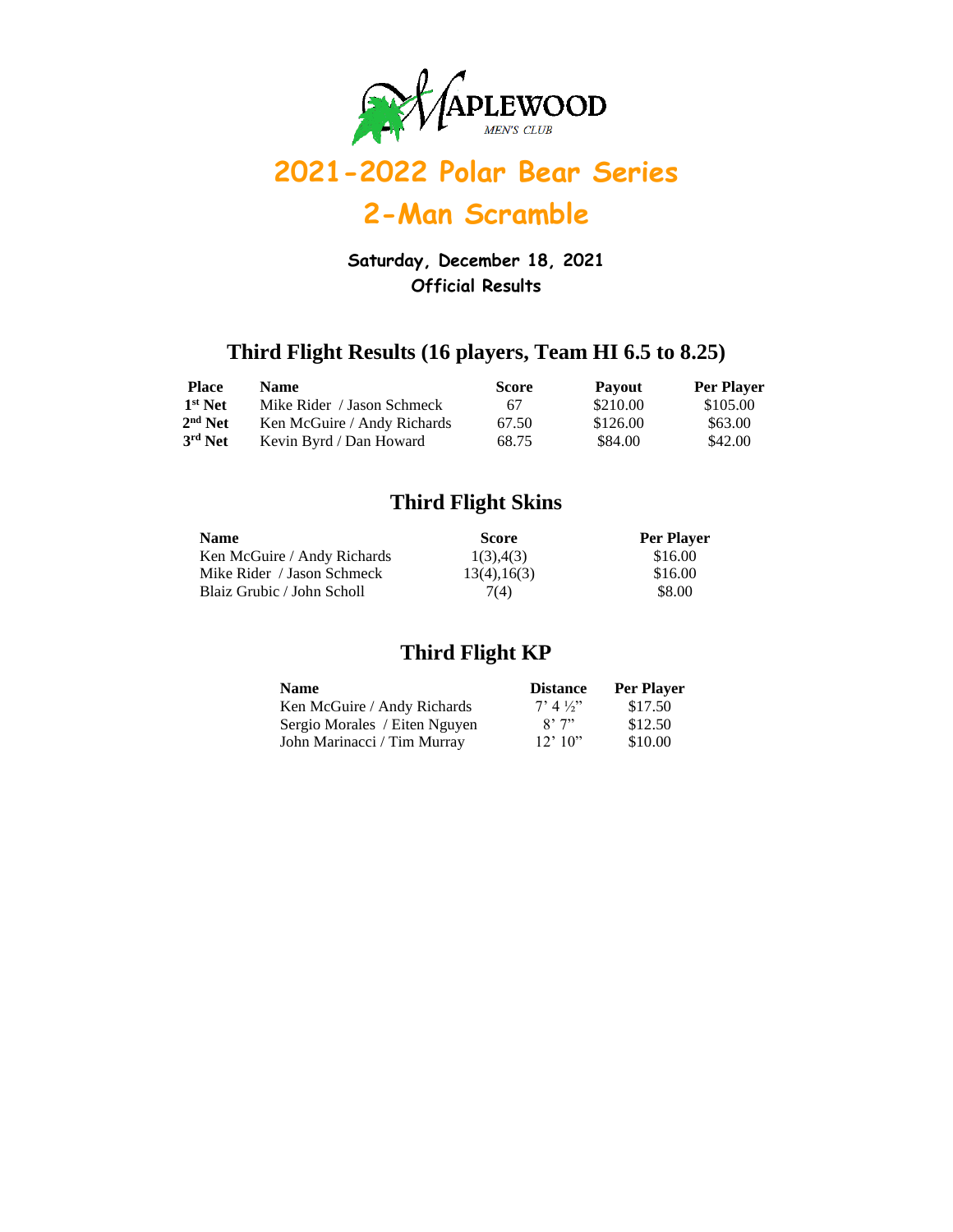MAPLEWOOD
MEN'S CLUB

# 2021-2022 Polar Bear Series

# 2-Man Scramble

**Saturday, December 18, 2021**
**Official Results**

## Third Flight Results (16 players, Team HI 6.5 to 8.25)

| Place | Name | Score | Payout | Per Player |
|---|---|---|---|---|
| 1st Net | Mike Rider / Jason Schmeck | 67 | $210.00 | $105.00 |
| 2nd Net | Ken McGuire / Andy Richards | 67.50 | $126.00 | $63.00 |
| 3rd Net | Kevin Byrd / Dan Howard | 68.75 | $84.00 | $42.00 |

## Third Flight Skins

| Name | Score | Per Player |
|---|---|---|
| Ken McGuire / Andy Richards | 1(3),4(3) | $16.00 |
| Mike Rider / Jason Schmeck | 13(4),16(3) | $16.00 |
| Blaiz Grubic / John Scholl | 7(4) | $8.00 |

## Third Flight KP

| Name | Distance | Per Player |
|---|---|---|
| Ken McGuire / Andy Richards | 7' 4 ½" | $17.50 |
| Sergio Morales / Eiten Nguyen | 8' 7" | $12.50 |
| John Marinacci / Tim Murray | 12' 10" | $10.00 |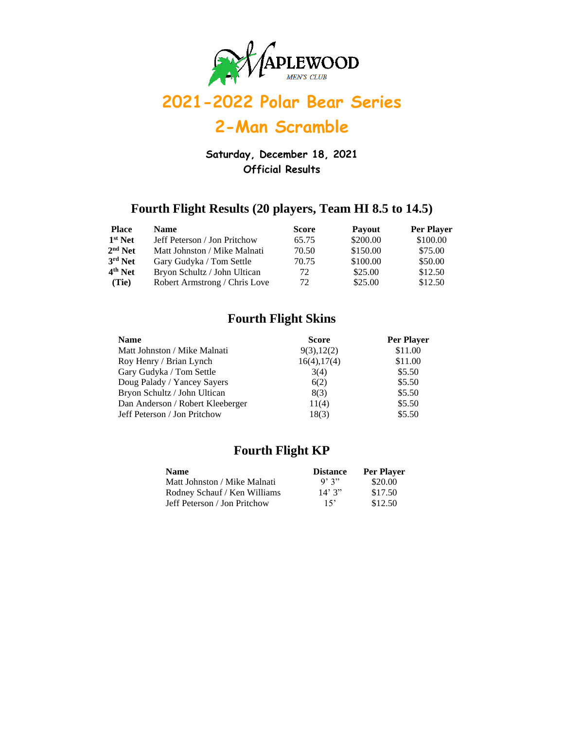# 2021-2022 Polar Bear Series

# 2-Man Scramble

**Saturday, December 18, 2021**

**Official Results**

## Fourth Flight Results (20 players, Team HI 8.5 to 14.5)

| Place | Name | Score | Payout | Per Player |
|---|---|---|---|---|
| 1st Net | Jeff Peterson / Jon Pritchow | 65.75 | $200.00 | $100.00 |
| 2nd Net | Matt Johnston / Mike Malnati | 70.50 | $150.00 | $75.00 |
| 3rd Net | Gary Gudyka / Tom Settle | 70.75 | $100.00 | $50.00 |
| 4th Net | Bryon Schultz / John Ultican | 72 | $25.00 | $12.50 |
| (Tie) | Robert Armstrong / Chris Love | 72 | $25.00 | $12.50 |

## Fourth Flight Skins

| Name | Score | Per Player |
|---|---|---|
| Matt Johnston / Mike Malnati | 9(3),12(2) | $11.00 |
| Roy Henry / Brian Lynch | 16(4),17(4) | $11.00 |
| Gary Gudyka / Tom Settle | 3(4) | $5.50 |
| Doug Palady / Yancey Sayers | 6(2) | $5.50 |
| Bryon Schultz / John Ultican | 8(3) | $5.50 |
| Dan Anderson / Robert Kleeberger | 11(4) | $5.50 |
| Jeff Peterson / Jon Pritchow | 18(3) | $5.50 |

## Fourth Flight KP

| Name | Distance | Per Player |
|---|---|---|
| Matt Johnston / Mike Malnati | 9' 3" | $20.00 |
| Rodney Schauf / Ken Williams | 14' 3" | $17.50 |
| Jeff Peterson / Jon Pritchow | 15' | $12.50 |